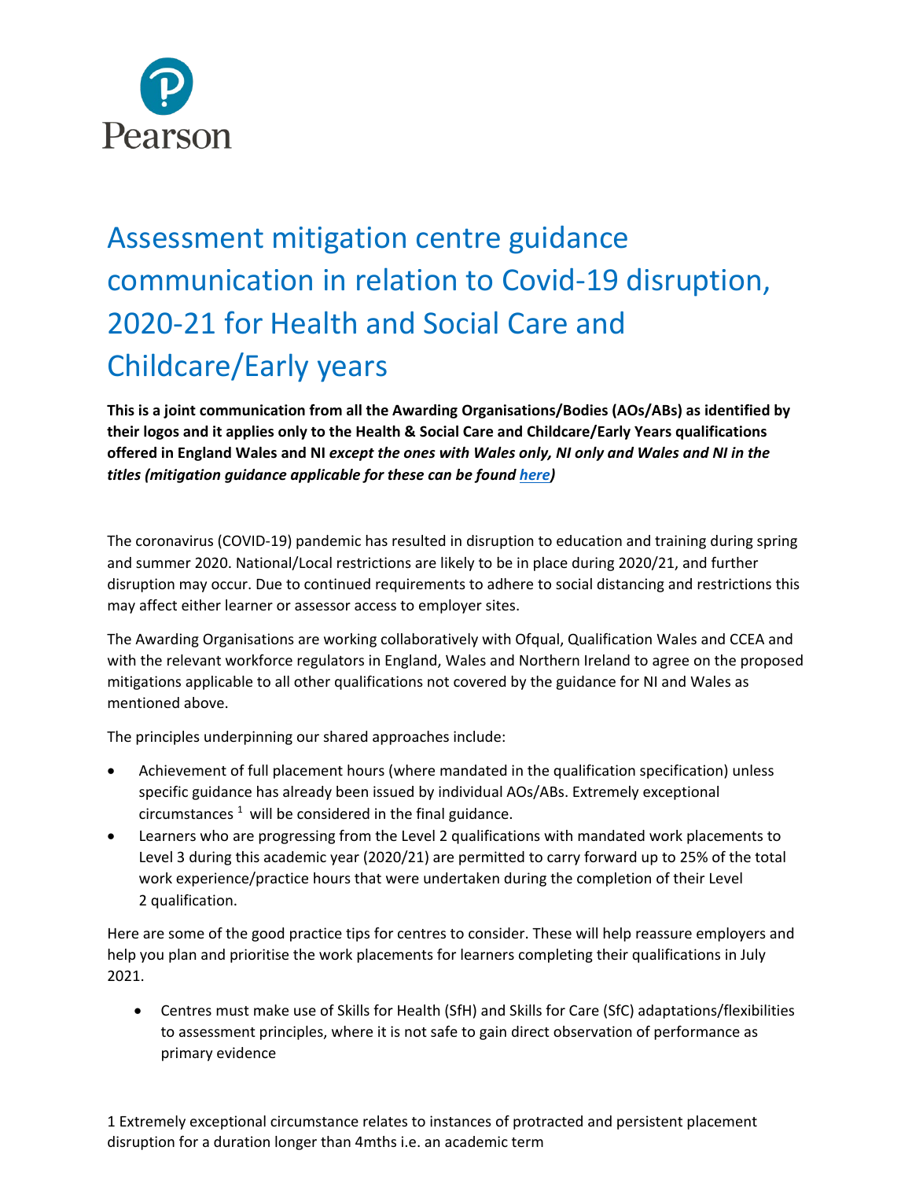Pearson

# Assessment mitigation centre guidance communication in relation to Covid-19 disruption, 2020-21 for Health and Social Care and Childcare/Early years

**This is a joint communication from all the Awarding Organisations/Bodies (AOs/ABs) as identified by their logos and it applies only to the Health & Social Care and Childcare/Early Years qualifications offered in England Wales and NI *except the ones with Wales only, NI only and Wales and NI in the titles (mitigation guidance applicable for these can be found here)***

The coronavirus (COVID-19) pandemic has resulted in disruption to education and training during spring and summer 2020. National/Local restrictions are likely to be in place during 2020/21, and further disruption may occur. Due to continued requirements to adhere to social distancing and restrictions this may affect either learner or assessor access to employer sites.

The Awarding Organisations are working collaboratively with Ofqual, Qualification Wales and CCEA and with the relevant workforce regulators in England, Wales and Northern Ireland to agree on the proposed mitigations applicable to all other qualifications not covered by the guidance for NI and Wales as mentioned above.

The principles underpinning our shared approaches include:

- Achievement of full placement hours (where mandated in the qualification specification) unless specific guidance has already been issued by individual AOs/ABs. Extremely exceptional circumstances [1] will be considered in the final guidance.
- Learners who are progressing from the Level 2 qualifications with mandated work placements to Level 3 during this academic year (2020/21) are permitted to carry forward up to 25% of the total work experience/practice hours that were undertaken during the completion of their Level 2 qualification.

Here are some of the good practice tips for centres to consider. These will help reassure employers and help you plan and prioritise the work placements for learners completing their qualifications in July 2021.

- Centres must make use of Skills for Health (SfH) and Skills for Care (SfC) adaptations/flexibilities to assessment principles, where it is not safe to gain direct observation of performance as primary evidence

1 Extremely exceptional circumstance relates to instances of protracted and persistent placement disruption for a duration longer than 4mths i.e. an academic term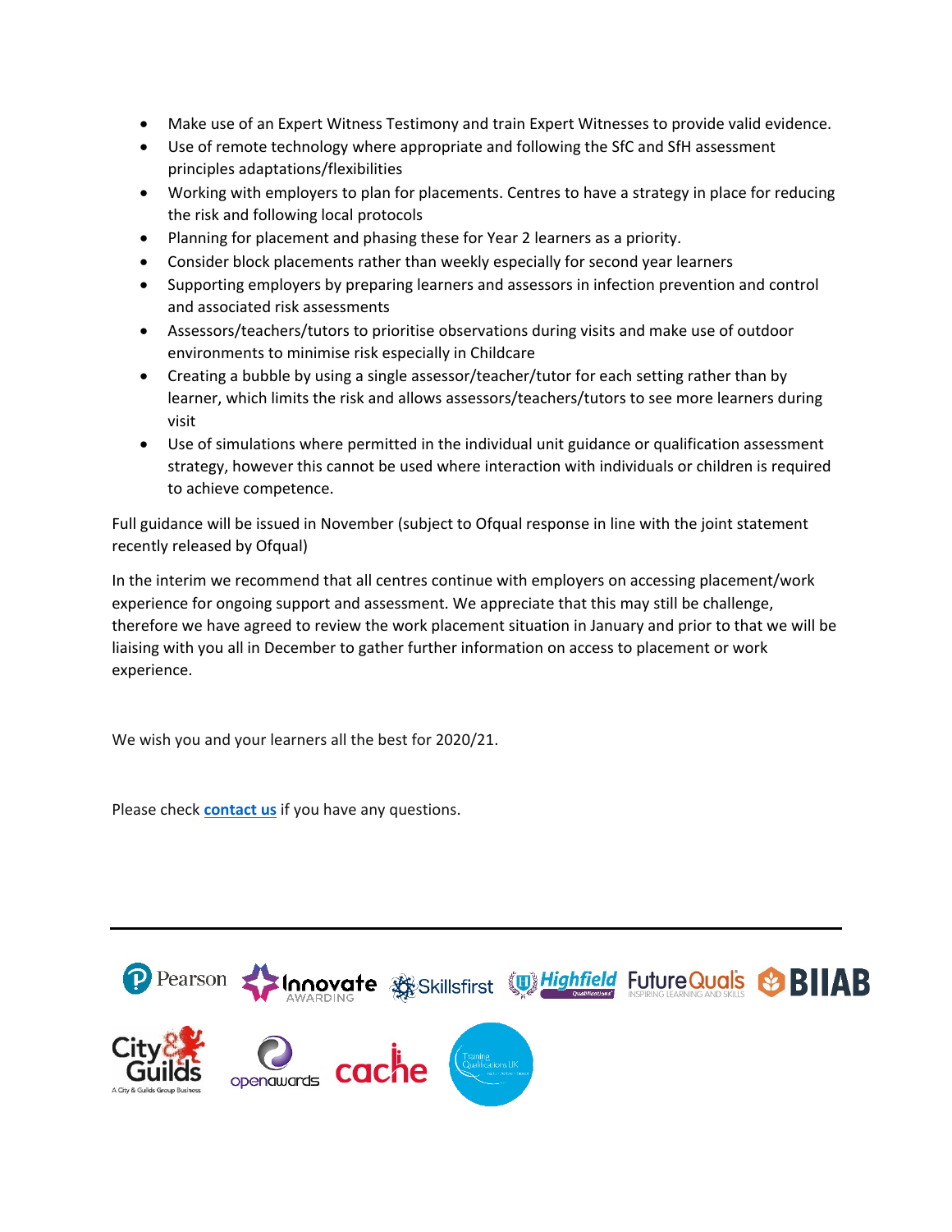- Make use of an Expert Witness Testimony and train Expert Witnesses to provide valid evidence.
- Use of remote technology where appropriate and following the SfC and SfH assessment principles adaptations/flexibilities
- Working with employers to plan for placements. Centres to have a strategy in place for reducing the risk and following local protocols
- Planning for placement and phasing these for Year 2 learners as a priority.
- Consider block placements rather than weekly especially for second year learners
- Supporting employers by preparing learners and assessors in infection prevention and control and associated risk assessments
- Assessors/teachers/tutors to prioritise observations during visits and make use of outdoor environments to minimise risk especially in Childcare
- Creating a bubble by using a single assessor/teacher/tutor for each setting rather than by learner, which limits the risk and allows assessors/teachers/tutors to see more learners during visit
- Use of simulations where permitted in the individual unit guidance or qualification assessment strategy, however this cannot be used where interaction with individuals or children is required to achieve competence.

Full guidance will be issued in November (subject to Ofqual response in line with the joint statement recently released by Ofqual)

In the interim we recommend that all centres continue with employers on accessing placement/work experience for ongoing support and assessment. We appreciate that this may still be challenge, therefore we have agreed to review the work placement situation in January and prior to that we will be liaising with you all in December to gather further information on access to placement or work experience.

We wish you and your learners all the best for 2020/21.

Please check **contact us** if you have any questions.

Pearson Innovate Awarding Skillsfirst Highfield Qualifications FutureQuals BIIAB City & Guilds openawards cache Training Qualifications UK